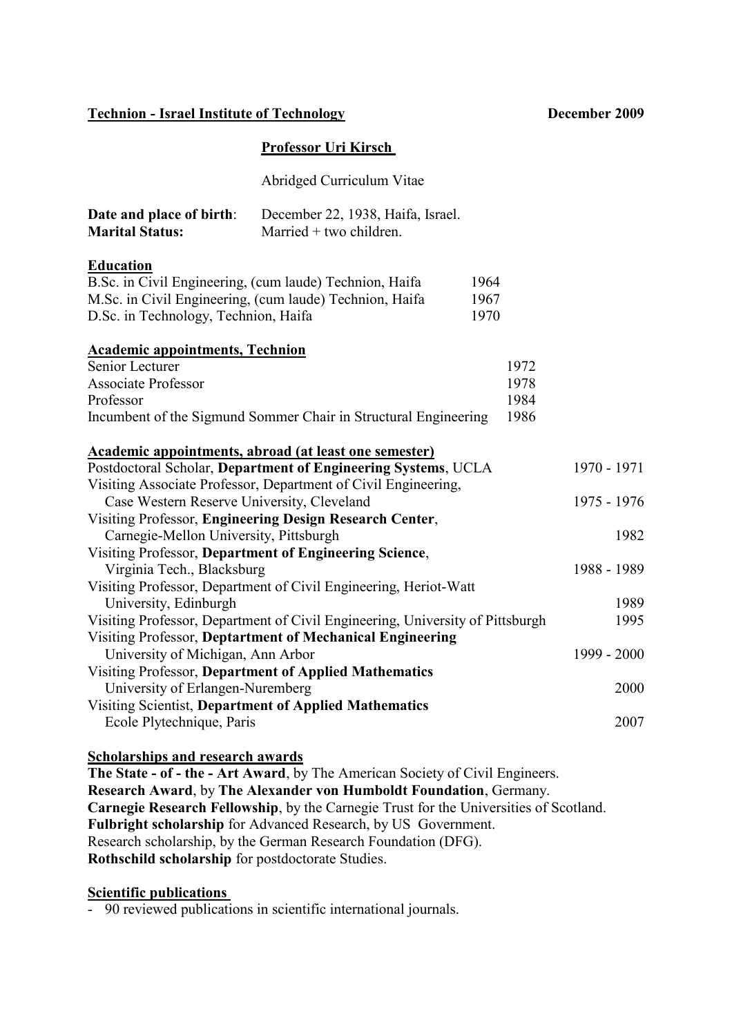**Technion - Israel Institute of Technology** **December 2009**

# Professor Uri Kirsch

Abridged Curriculum Vitae

**Date and place of birth**: December 22, 1938, Haifa, Israel.
**Marital Status:** Married + two children.

## Education

| | |
|---|---|
| B.Sc. in Civil Engineering, (cum laude) Technion, Haifa | 1964 |
| M.Sc. in Civil Engineering, (cum laude) Technion, Haifa | 1967 |
| D.Sc. in Technology, Technion, Haifa | 1970 |

## Academic appointments, Technion

| | |
|---|---|
| Senior Lecturer | 1972 |
| Associate Professor | 1978 |
| Professor | 1984 |
| Incumbent of the Sigmund Sommer Chair in Structural Engineering | 1986 |

## Academic appointments, abroad (at least one semester)

| | |
|---|---|
| Postdoctoral Scholar, **Department of Engineering Systems**, UCLA | 1970 - 1971 |
| Visiting Associate Professor, Department of Civil Engineering, Case Western Reserve University, Cleveland | 1975 - 1976 |
| Visiting Professor, **Engineering Design Research Center**, Carnegie-Mellon University, Pittsburgh | 1982 |
| Visiting Professor, **Department of Engineering Science**, Virginia Tech., Blacksburg | 1988 - 1989 |
| Visiting Professor, Department of Civil Engineering, Heriot-Watt University, Edinburgh | 1989 |
| Visiting Professor, Department of Civil Engineering, University of Pittsburgh | 1995 |
| Visiting Professor, **Deptartment of Mechanical Engineering** University of Michigan, Ann Arbor | 1999 - 2000 |
| Visiting Professor, **Department of Applied Mathematics** University of Erlangen-Nuremberg | 2000 |
| Visiting Scientist, **Department of Applied Mathematics** Ecole Plytechnique, Paris | 2007 |

## Scholarships and research awards

**The State - of - the - Art Award**, by The American Society of Civil Engineers.
**Research Award**, by **The Alexander von Humboldt Foundation**, Germany.
**Carnegie Research Fellowship**, by the Carnegie Trust for the Universities of Scotland.
**Fulbright scholarship** for Advanced Research, by US Government.
Research scholarship, by the German Research Foundation (DFG).
**Rothschild scholarship** for postdoctorate Studies.

## Scientific publications

- 90 reviewed publications in scientific international journals.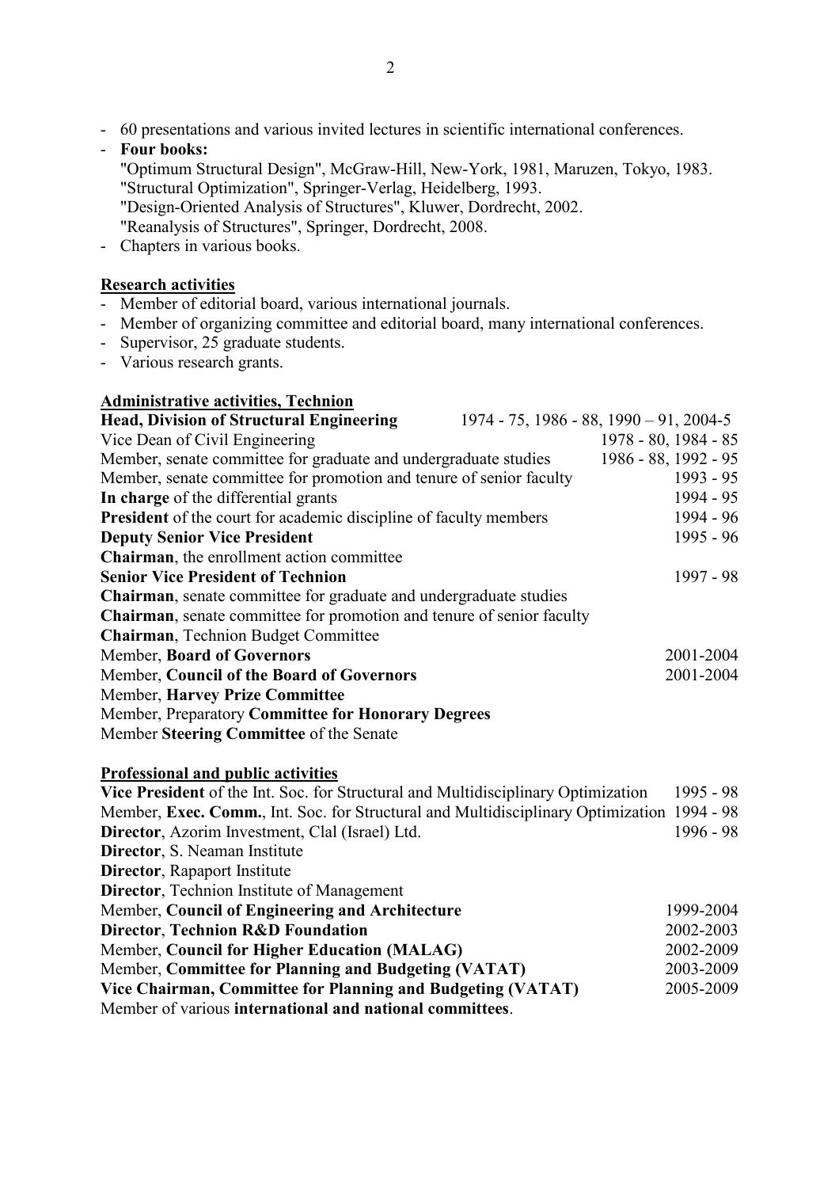- 60 presentations and various invited lectures in scientific international conferences.
- **Four books:**
  "Optimum Structural Design", McGraw-Hill, New-York, 1981, Maruzen, Tokyo, 1983.
  "Structural Optimization", Springer-Verlag, Heidelberg, 1993.
  "Design-Oriented Analysis of Structures", Kluwer, Dordrecht, 2002.
  "Reanalysis of Structures", Springer, Dordrecht, 2008.
- Chapters in various books.

**Research activities**

- Member of editorial board, various international journals.
- Member of organizing committee and editorial board, many international conferences.
- Supervisor, 25 graduate students.
- Various research grants.

**Administrative activities, Technion**

| | |
|---|---|
| **Head, Division of Structural Engineering** | 1974 - 75, 1986 - 88, 1990 – 91, 2004-5 |
| Vice Dean of Civil Engineering | 1978 - 80, 1984 - 85 |
| Member, senate committee for graduate and undergraduate studies | 1986 - 88, 1992 - 95 |
| Member, senate committee for promotion and tenure of senior faculty | 1993 - 95 |
| **In charge** of the differential grants | 1994 - 95 |
| **President** of the court for academic discipline of faculty members | 1994 - 96 |
| **Deputy Senior Vice President** | 1995 - 96 |
| **Chairman**, the enrollment action committee | |
| **Senior Vice President of Technion** | 1997 - 98 |
| **Chairman**, senate committee for graduate and undergraduate studies | |
| **Chairman**, senate committee for promotion and tenure of senior faculty | |
| **Chairman**, Technion Budget Committee | |
| Member, **Board of Governors** | 2001-2004 |
| Member, **Council of the Board of Governors** | 2001-2004 |
| Member, **Harvey Prize Committee** | |
| Member, Preparatory **Committee for Honorary Degrees** | |
| Member **Steering Committee** of the Senate | |

**Professional and public activities**

| | |
|---|---|
| **Vice President** of the Int. Soc. for Structural and Multidisciplinary Optimization | 1995 - 98 |
| Member, **Exec. Comm.**, Int. Soc. for Structural and Multidisciplinary Optimization | 1994 - 98 |
| **Director**, Azorim Investment, Clal (Israel) Ltd. | 1996 - 98 |
| **Director**, S. Neaman Institute | |
| **Director**, Rapaport Institute | |
| **Director**, Technion Institute of Management | |
| Member, **Council of Engineering and Architecture** | 1999-2004 |
| **Director**, **Technion R&D Foundation** | 2002-2003 |
| Member, **Council for Higher Education (MALAG)** | 2002-2009 |
| Member, **Committee for Planning and Budgeting (VATAT)** | 2003-2009 |
| **Vice Chairman, Committee for Planning and Budgeting (VATAT)** | 2005-2009 |
| Member of various **international and national committees**. | |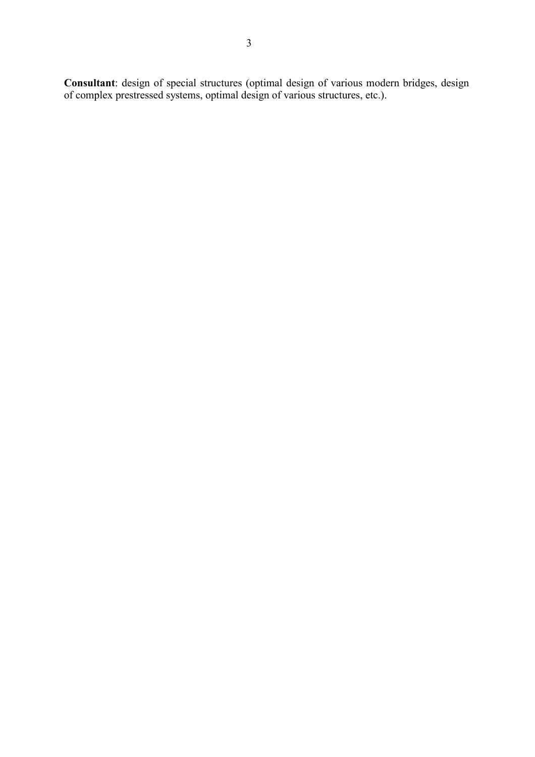**Consultant**: design of special structures (optimal design of various modern bridges, design of complex prestressed systems, optimal design of various structures, etc.).